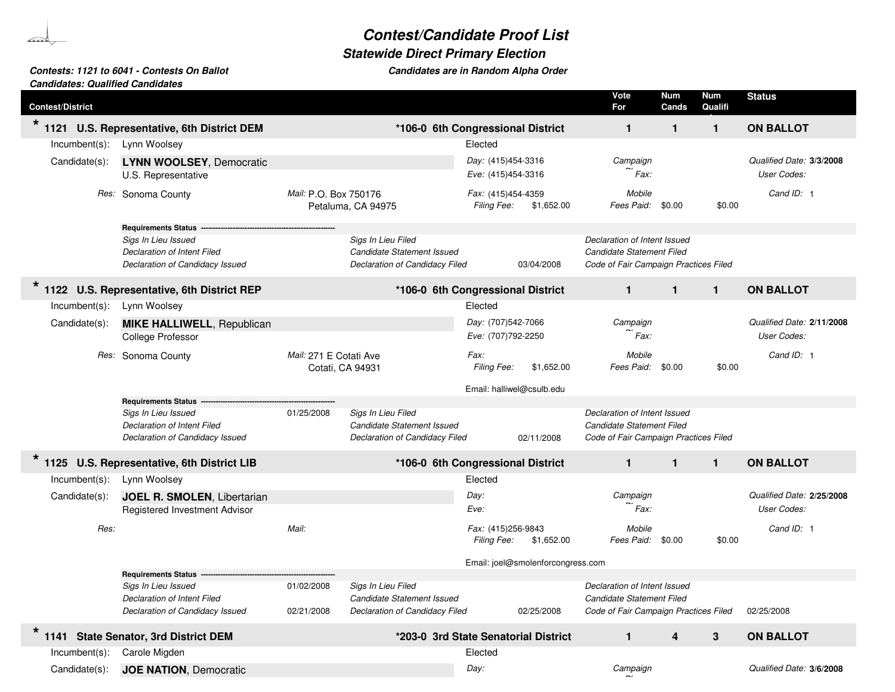# Contest/Candidate Proof List

## Statewide Direct Primary Election

**Contests: 1121 to 6041 - Contests On Ballot**
**Candidates: Qualified Candidates**

*Candidates are in Random Alpha Order*

| Contest/District | | Vote For | Num Cands | Num Qualifi | Status |
|---|---|---|---|---|---|
| * 1121 U.S. Representative, 6th District DEM | *106-0 6th Congressional District | 1 | 1 | 1 | ON BALLOT |

Incumbent(s): Lynn Woolsey — Elected

Candidate(s): **LYNN WOOLSEY**, Democratic
U.S. Representative

*Res:* Sonoma County
*Mail:* P.O. Box 750176, Petaluma, CA 94975

*Day:* (415)454-3316
*Eve:* (415)454-3316
*Fax:* (415)454-4359
*Filing Fee:* $1,652.00

*Campaign Phone:*
*Fax:*
*Mobile*
*Fees Paid:* $0.00 $0.00

*Qualified Date:* **3/3/2008**
*User Codes:*
*Cand ID:* 1

**Requirements Status**

| | | | | | |
|---|---|---|---|---|---|
| *Sigs In Lieu Issued* | | *Sigs In Lieu Filed* | | *Declaration of Intent Issued* | |
| *Declaration of Intent Filed* | | *Candidate Statement Issued* | | *Candidate Statement Filed* | |
| *Declaration of Candidacy Issued* | | *Declaration of Candidacy Filed* | 03/04/2008 | *Code of Fair Campaign Practices Filed* | |

| Contest/District | | Vote For | Num Cands | Num Qualifi | Status |
|---|---|---|---|---|---|
| * 1122 U.S. Representative, 6th District REP | *106-0 6th Congressional District | 1 | 1 | 1 | ON BALLOT |

Incumbent(s): Lynn Woolsey — Elected

Candidate(s): **MIKE HALLIWELL**, Republican
College Professor

*Res:* Sonoma County
*Mail:* 271 E Cotati Ave, Cotati, CA 94931

*Day:* (707)542-7066
*Eve:* (707)792-2250
*Fax:*
*Filing Fee:* $1,652.00
Email: halliwel@csulb.edu

*Campaign Phone:*
*Fax:*
*Mobile*
*Fees Paid:* $0.00 $0.00

*Qualified Date:* **2/11/2008**
*User Codes:*
*Cand ID:* 1

**Requirements Status**

| | | | | | |
|---|---|---|---|---|---|
| *Sigs In Lieu Issued* | 01/25/2008 | *Sigs In Lieu Filed* | | *Declaration of Intent Issued* | |
| *Declaration of Intent Filed* | | *Candidate Statement Issued* | | *Candidate Statement Filed* | |
| *Declaration of Candidacy Issued* | | *Declaration of Candidacy Filed* | 02/11/2008 | *Code of Fair Campaign Practices Filed* | |

| Contest/District | | Vote For | Num Cands | Num Qualifi | Status |
|---|---|---|---|---|---|
| * 1125 U.S. Representative, 6th District LIB | *106-0 6th Congressional District | 1 | 1 | 1 | ON BALLOT |

Incumbent(s): Lynn Woolsey — Elected

Candidate(s): **JOEL R. SMOLEN**, Libertarian
Registered Investment Advisor

*Res:*
*Mail:*

*Day:*
*Eve:*
*Fax:* (415)256-9843
*Filing Fee:* $1,652.00
Email: joel@smolenforcongress.com

*Campaign Phone:*
*Fax:*
*Mobile*
*Fees Paid:* $0.00 $0.00

*Qualified Date:* **2/25/2008**
*User Codes:*
*Cand ID:* 1

**Requirements Status**

| | | | | | |
|---|---|---|---|---|---|
| *Sigs In Lieu Issued* | 01/02/2008 | *Sigs In Lieu Filed* | | *Declaration of Intent Issued* | |
| *Declaration of Intent Filed* | | *Candidate Statement Issued* | | *Candidate Statement Filed* | |
| *Declaration of Candidacy Issued* | 02/21/2008 | *Declaration of Candidacy Filed* | 02/25/2008 | *Code of Fair Campaign Practices Filed* | 02/25/2008 |

| Contest/District | | Vote For | Num Cands | Num Qualifi | Status |
|---|---|---|---|---|---|
| * 1141 State Senator, 3rd District DEM | *203-0 3rd State Senatorial District | 1 | 4 | 3 | ON BALLOT |

Incumbent(s): Carole Migden — Elected

Candidate(s): **JOE NATION**, Democratic

*Day:*
*Campaign Phone*
*Qualified Date:* **3/6/2008**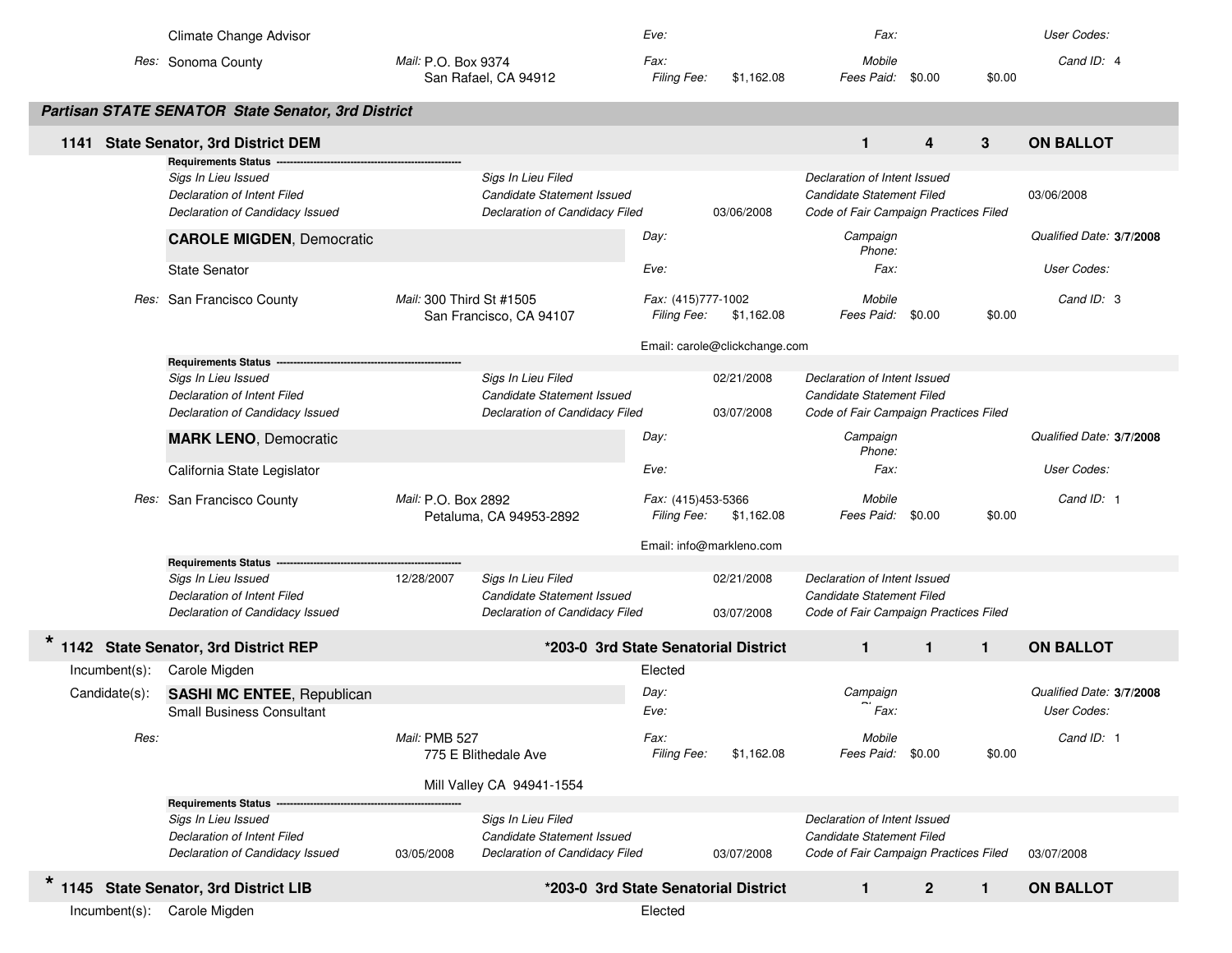Climate Change Advisor | Eve: | Fax: | User Codes:

Res: Sonoma County | Mail: P.O. Box 9374, San Rafael, CA 94912 | Fax: | Filing Fee: $1,162.08 | Mobile | Fees Paid: $0.00 | $0.00 | Cand ID: 4

## Partisan STATE SENATOR State Senator, 3rd District

### 1141 State Senator, 3rd District DEM — 1 — 4 — 3 — ON BALLOT

**Requirements Status**

| | | | | | |
|---|---|---|---|---|---|
| *Sigs In Lieu Issued* | | *Sigs In Lieu Filed* | | *Declaration of Intent Issued* | |
| *Declaration of Intent Filed* | | *Candidate Statement Issued* | | *Candidate Statement Filed* | 03/06/2008 |
| *Declaration of Candidacy Issued* | | *Declaration of Candidacy Filed* | 03/06/2008 | *Code of Fair Campaign Practices Filed* | |

**CAROLE MIGDEN**, Democratic | Day: | Campaign Phone: | Qualified Date: **3/7/2008**

State Senator | Eve: | Fax: | User Codes:

Res: San Francisco County | Mail: 300 Third St #1505, San Francisco, CA 94107 | Fax: (415)777-1002 | Filing Fee: $1,162.08 | Mobile | Fees Paid: $0.00 | $0.00 | Cand ID: 3

Email: carole@clickchange.com

**Requirements Status**

| | | | | | |
|---|---|---|---|---|---|
| *Sigs In Lieu Issued* | | *Sigs In Lieu Filed* | 02/21/2008 | *Declaration of Intent Issued* | |
| *Declaration of Intent Filed* | | *Candidate Statement Issued* | | *Candidate Statement Filed* | |
| *Declaration of Candidacy Issued* | | *Declaration of Candidacy Filed* | 03/07/2008 | *Code of Fair Campaign Practices Filed* | |

**MARK LENO**, Democratic | Day: | Campaign Phone: | Qualified Date: **3/7/2008**

California State Legislator | Eve: | Fax: | User Codes:

Res: San Francisco County | Mail: P.O. Box 2892, Petaluma, CA 94953-2892 | Fax: (415)453-5366 | Filing Fee: $1,162.08 | Mobile | Fees Paid: $0.00 | $0.00 | Cand ID: 1

Email: info@markleno.com

**Requirements Status**

| | | | | | |
|---|---|---|---|---|---|
| *Sigs In Lieu Issued* | 12/28/2007 | *Sigs In Lieu Filed* | 02/21/2008 | *Declaration of Intent Issued* | |
| *Declaration of Intent Filed* | | *Candidate Statement Issued* | | *Candidate Statement Filed* | |
| *Declaration of Candidacy Issued* | | *Declaration of Candidacy Filed* | 03/07/2008 | *Code of Fair Campaign Practices Filed* | |

### * 1142 State Senator, 3rd District REP — *203-0 3rd State Senatorial District — 1 — 1 — 1 — ON BALLOT

Incumbent(s): Carole Migden — Elected

Candidate(s): **SASHI MC ENTEE**, Republican | Day: | Campaign Phone: | Qualified Date: **3/7/2008**

Small Business Consultant | Eve: | Fax: | User Codes:

Res: | Mail: PMB 527, 775 E Blithedale Ave, Mill Valley CA 94941-1554 | Fax: | Filing Fee: $1,162.08 | Mobile | Fees Paid: $0.00 | $0.00 | Cand ID: 1

**Requirements Status**

| | | | | | |
|---|---|---|---|---|---|
| *Sigs In Lieu Issued* | | *Sigs In Lieu Filed* | | *Declaration of Intent Issued* | |
| *Declaration of Intent Filed* | | *Candidate Statement Issued* | | *Candidate Statement Filed* | |
| *Declaration of Candidacy Issued* | 03/05/2008 | *Declaration of Candidacy Filed* | 03/07/2008 | *Code of Fair Campaign Practices Filed* | 03/07/2008 |

### * 1145 State Senator, 3rd District LIB — *203-0 3rd State Senatorial District — 1 — 2 — 1 — ON BALLOT

Incumbent(s): Carole Migden — Elected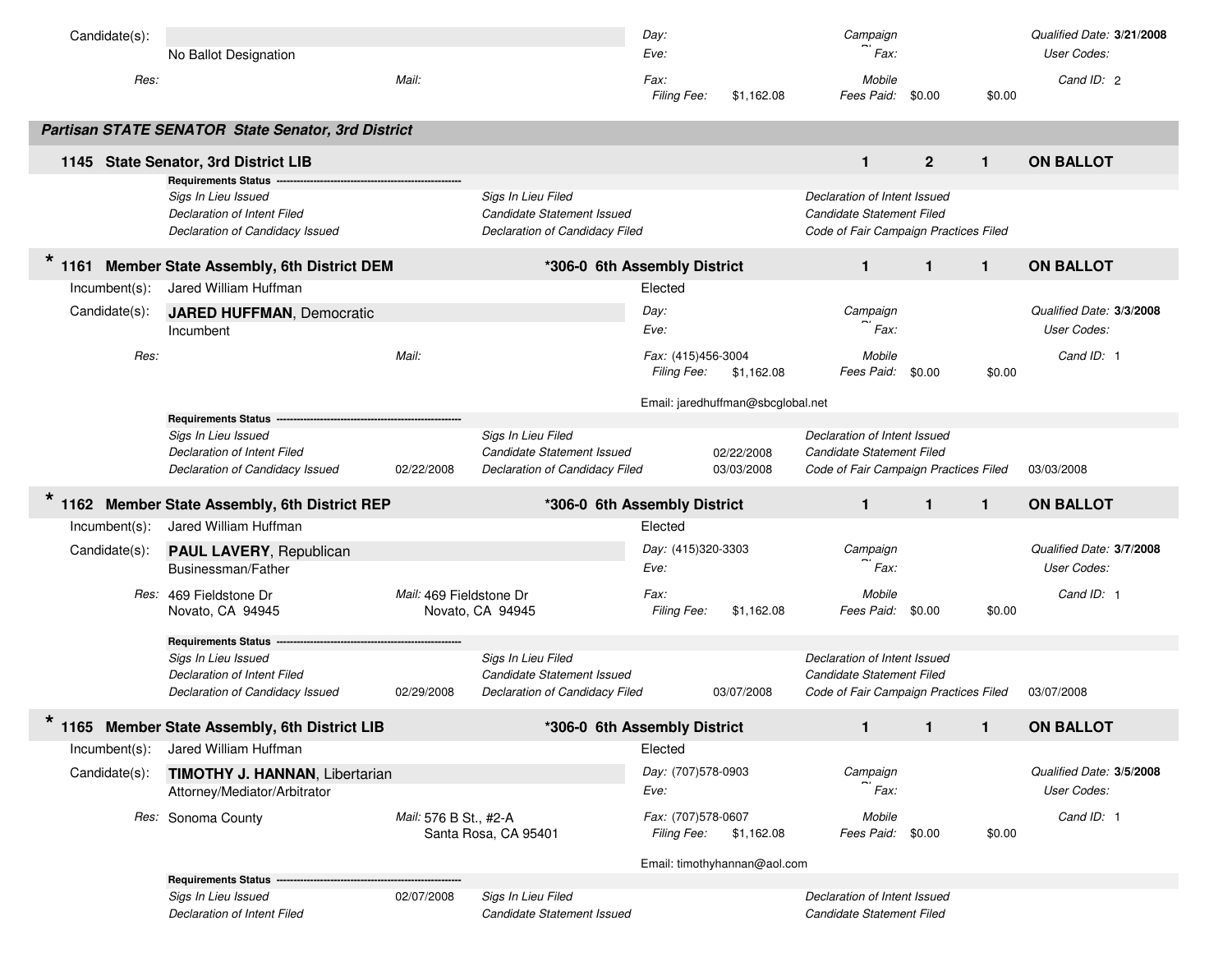Candidate(s): No Ballot Designation
Day:
Eve:
Campaign Fax:
Qualified Date: **3/21/2008**
User Codes:

Res:
Mail:
Fax:
Filing Fee: $1,162.08
Mobile
Fees Paid: $0.00 $0.00
Cand ID: 2

## *Partisan STATE SENATOR State Senator, 3rd District*

### 1145 State Senator, 3rd District LIB — 1 2 1 ON BALLOT

**Requirements Status**

| | | | | | |
|---|---|---|---|---|---|
| *Sigs In Lieu Issued* | | *Sigs In Lieu Filed* | | *Declaration of Intent Issued* | |
| *Declaration of Intent Filed* | | *Candidate Statement Issued* | | *Candidate Statement Filed* | |
| *Declaration of Candidacy Issued* | | *Declaration of Candidacy Filed* | | *Code of Fair Campaign Practices Filed* | |

### * 1161 Member State Assembly, 6th District DEM — *306-0 6th Assembly District — 1 1 1 ON BALLOT

Incumbent(s): Jared William Huffman — Elected

Candidate(s): **JARED HUFFMAN**, Democratic
Incumbent
Day:
Eve:
Campaign Fax:
Qualified Date: **3/3/2008**
User Codes:

Res:
Mail:
Fax: (415)456-3004
Filing Fee: $1,162.08
Mobile
Fees Paid: $0.00 $0.00
Cand ID: 1

Email: jaredhuffman@sbcglobal.net

**Requirements Status**

| | | | | | |
|---|---|---|---|---|---|
| *Sigs In Lieu Issued* | | *Sigs In Lieu Filed* | | *Declaration of Intent Issued* | |
| *Declaration of Intent Filed* | | *Candidate Statement Issued* | 02/22/2008 | *Candidate Statement Filed* | |
| *Declaration of Candidacy Issued* | 02/22/2008 | *Declaration of Candidacy Filed* | 03/03/2008 | *Code of Fair Campaign Practices Filed* | 03/03/2008 |

### * 1162 Member State Assembly, 6th District REP — *306-0 6th Assembly District — 1 1 1 ON BALLOT

Incumbent(s): Jared William Huffman — Elected

Candidate(s): **PAUL LAVERY**, Republican
Businessman/Father
Day: (415)320-3303
Eve:
Campaign Fax:
Qualified Date: **3/7/2008**
User Codes:

Res: 469 Fieldstone Dr, Novato, CA 94945
Mail: 469 Fieldstone Dr, Novato, CA 94945
Fax:
Filing Fee: $1,162.08
Mobile
Fees Paid: $0.00 $0.00
Cand ID: 1

**Requirements Status**

| | | | | | |
|---|---|---|---|---|---|
| *Sigs In Lieu Issued* | | *Sigs In Lieu Filed* | | *Declaration of Intent Issued* | |
| *Declaration of Intent Filed* | | *Candidate Statement Issued* | | *Candidate Statement Filed* | |
| *Declaration of Candidacy Issued* | 02/29/2008 | *Declaration of Candidacy Filed* | 03/07/2008 | *Code of Fair Campaign Practices Filed* | 03/07/2008 |

### * 1165 Member State Assembly, 6th District LIB — *306-0 6th Assembly District — 1 1 1 ON BALLOT

Incumbent(s): Jared William Huffman — Elected

Candidate(s): **TIMOTHY J. HANNAN**, Libertarian
Attorney/Mediator/Arbitrator
Day: (707)578-0903
Eve:
Campaign Fax:
Qualified Date: **3/5/2008**
User Codes:

Res: Sonoma County
Mail: 576 B St., #2-A, Santa Rosa, CA 95401
Fax: (707)578-0607
Filing Fee: $1,162.08
Mobile
Fees Paid: $0.00 $0.00
Cand ID: 1

Email: timothyhannan@aol.com

**Requirements Status**

| | | | | | |
|---|---|---|---|---|---|
| *Sigs In Lieu Issued* | 02/07/2008 | *Sigs In Lieu Filed* | | *Declaration of Intent Issued* | |
| *Declaration of Intent Filed* | | *Candidate Statement Issued* | | *Candidate Statement Filed* | |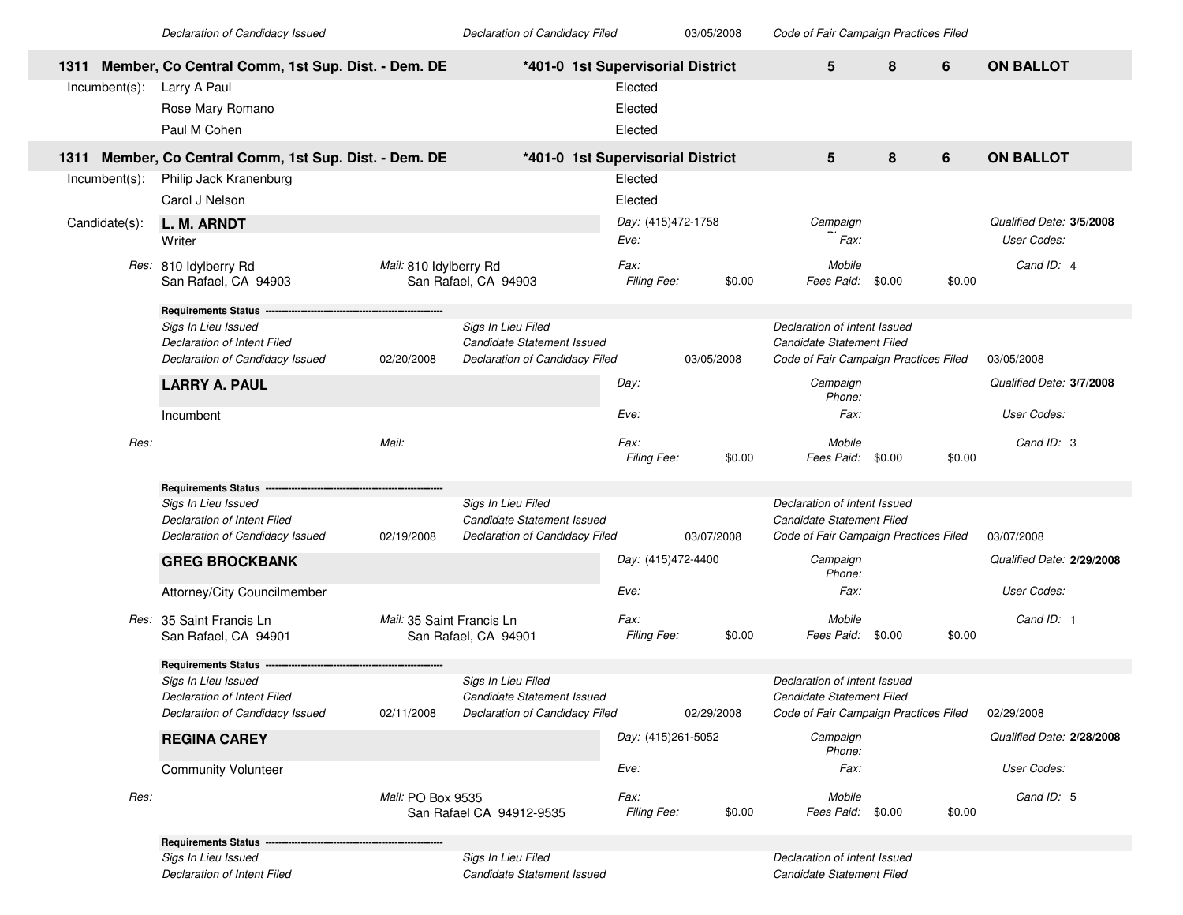| | | | | | |
|---|---|---|---|---|---|
| *Declaration of Candidacy Issued* | | *Declaration of Candidacy Filed* | 03/05/2008 | *Code of Fair Campaign Practices Filed* | |

**1311 Member, Co Central Comm, 1st Sup. Dist. - Dem. DE** | ***401-0 1st Supervisorial District** | **5** | **8** | **6** | **ON BALLOT**

Incumbent(s):
- Larry A Paul — Elected
- Rose Mary Romano — Elected
- Paul M Cohen — Elected

**1311 Member, Co Central Comm, 1st Sup. Dist. - Dem. DE** | ***401-0 1st Supervisorial District** | **5** | **8** | **6** | **ON BALLOT**

Incumbent(s):
- Philip Jack Kranenburg — Elected
- Carol J Nelson — Elected

Candidate(s):

**L. M. ARNDT**
Writer

| | | | |
|---|---|---|---|
| *Day:* (415)472-1758 | *Campaign Phone:* | | *Qualified Date:* **3/5/2008** |
| *Eve:* | *Fax:* | | *User Codes:* |
| *Fax:* | *Mobile* | | *Cand ID:* 4 |
| *Filing Fee:* $0.00 | *Fees Paid:* $0.00 | $0.00 | |

*Res:* 810 Idylberry Rd, San Rafael, CA 94903
*Mail:* 810 Idylberry Rd, San Rafael, CA 94903

**Requirements Status**

| | | | | | |
|---|---|---|---|---|---|
| *Sigs In Lieu Issued* | | *Sigs In Lieu Filed* | | *Declaration of Intent Issued* | |
| *Declaration of Intent Filed* | | *Candidate Statement Issued* | | *Candidate Statement Filed* | |
| *Declaration of Candidacy Issued* | 02/20/2008 | *Declaration of Candidacy Filed* | 03/05/2008 | *Code of Fair Campaign Practices Filed* | 03/05/2008 |

**LARRY A. PAUL**
Incumbent

| | | | |
|---|---|---|---|
| *Day:* | *Campaign Phone:* | | *Qualified Date:* **3/7/2008** |
| *Eve:* | *Fax:* | | *User Codes:* |
| *Fax:* | *Mobile* | | *Cand ID:* 3 |
| *Filing Fee:* $0.00 | *Fees Paid:* $0.00 | $0.00 | |

*Res:*
*Mail:*

**Requirements Status**

| | | | | | |
|---|---|---|---|---|---|
| *Sigs In Lieu Issued* | | *Sigs In Lieu Filed* | | *Declaration of Intent Issued* | |
| *Declaration of Intent Filed* | | *Candidate Statement Issued* | | *Candidate Statement Filed* | |
| *Declaration of Candidacy Issued* | 02/19/2008 | *Declaration of Candidacy Filed* | 03/07/2008 | *Code of Fair Campaign Practices Filed* | 03/07/2008 |

**GREG BROCKBANK**
Attorney/City Councilmember

| | | | |
|---|---|---|---|
| *Day:* (415)472-4400 | *Campaign Phone:* | | *Qualified Date:* **2/29/2008** |
| *Eve:* | *Fax:* | | *User Codes:* |
| *Fax:* | *Mobile* | | *Cand ID:* 1 |
| *Filing Fee:* $0.00 | *Fees Paid:* $0.00 | $0.00 | |

*Res:* 35 Saint Francis Ln, San Rafael, CA 94901
*Mail:* 35 Saint Francis Ln, San Rafael, CA 94901

**Requirements Status**

| | | | | | |
|---|---|---|---|---|---|
| *Sigs In Lieu Issued* | | *Sigs In Lieu Filed* | | *Declaration of Intent Issued* | |
| *Declaration of Intent Filed* | | *Candidate Statement Issued* | | *Candidate Statement Filed* | |
| *Declaration of Candidacy Issued* | 02/11/2008 | *Declaration of Candidacy Filed* | 02/29/2008 | *Code of Fair Campaign Practices Filed* | 02/29/2008 |

**REGINA CAREY**
Community Volunteer

| | | | |
|---|---|---|---|
| *Day:* (415)261-5052 | *Campaign Phone:* | | *Qualified Date:* **2/28/2008** |
| *Eve:* | *Fax:* | | *User Codes:* |
| *Fax:* | *Mobile* | | *Cand ID:* 5 |
| *Filing Fee:* $0.00 | *Fees Paid:* $0.00 | $0.00 | |

*Res:*
*Mail:* PO Box 9535, San Rafael CA 94912-9535

**Requirements Status**

| | | | | | |
|---|---|---|---|---|---|
| *Sigs In Lieu Issued* | | *Sigs In Lieu Filed* | | *Declaration of Intent Issued* | |
| *Declaration of Intent Filed* | | *Candidate Statement Issued* | | *Candidate Statement Filed* | |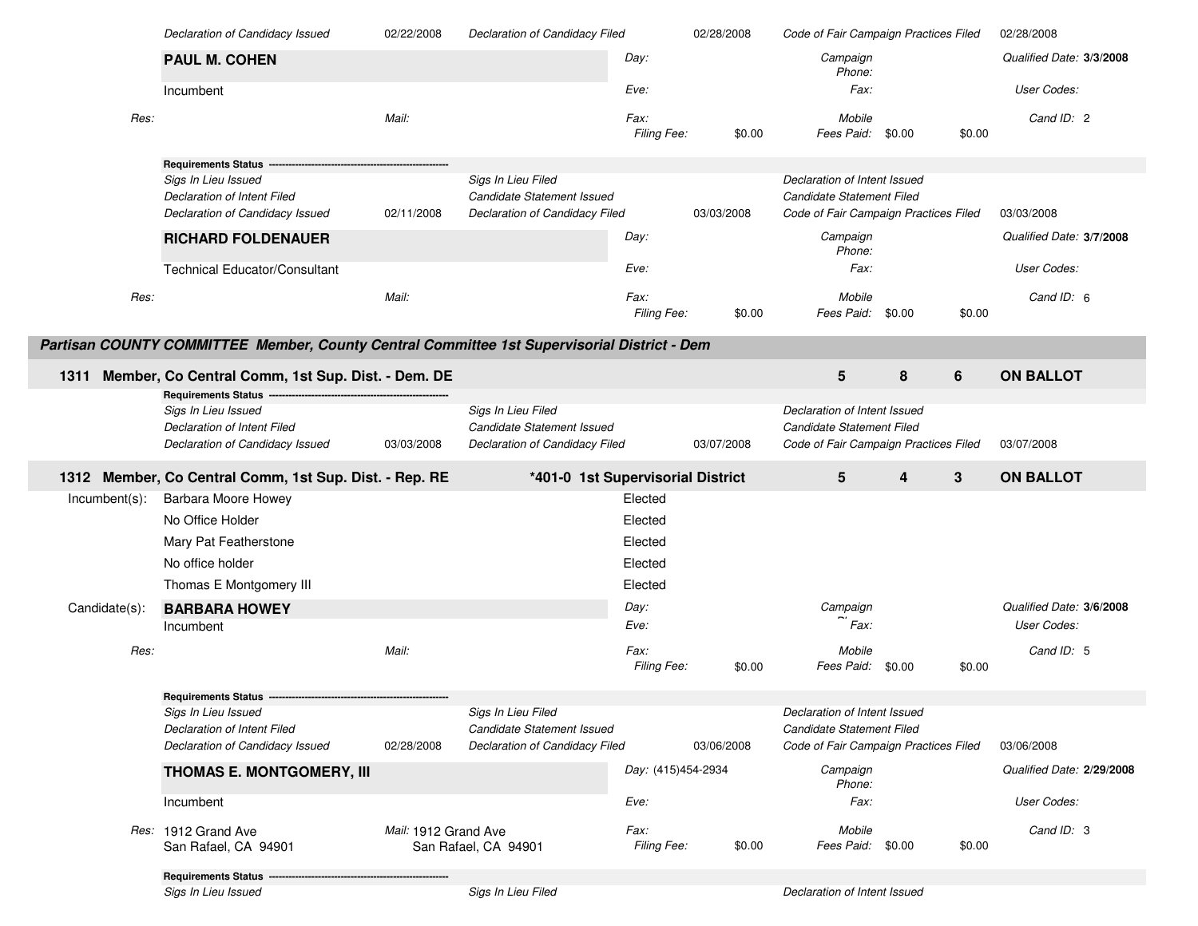| | | | | | |
|---|---|---|---|---|---|
| Declaration of Candidacy Issued | 02/22/2008 | Declaration of Candidacy Filed | 02/28/2008 | Code of Fair Campaign Practices Filed | 02/28/2008 |

**PAUL M. COHEN**

Incumbent

Day: | Campaign Phone: | Qualified Date: **3/3/2008**

Eve: | Fax: | User Codes:

Res: | Mail: | Fax: | Mobile | Cand ID: 2

Filing Fee: $0.00 | Fees Paid: $0.00 $0.00

**Requirements Status**

| | | | | | |
|---|---|---|---|---|---|
| Sigs In Lieu Issued | | Sigs In Lieu Filed | | Declaration of Intent Issued | |
| Declaration of Intent Filed | | Candidate Statement Issued | | Candidate Statement Filed | |
| Declaration of Candidacy Issued | 02/11/2008 | Declaration of Candidacy Filed | 03/03/2008 | Code of Fair Campaign Practices Filed | 03/03/2008 |

**RICHARD FOLDENAUER**

Technical Educator/Consultant

Day: | Campaign Phone: | Qualified Date: **3/7/2008**

Eve: | Fax: | User Codes:

Res: | Mail: | Fax: | Mobile | Cand ID: 6

Filing Fee: $0.00 | Fees Paid: $0.00 $0.00

## Partisan COUNTY COMMITTEE Member, County Central Committee 1st Supervisorial District - Dem

**1311 Member, Co Central Comm, 1st Sup. Dist. - Dem. DE** | **5** | **8** | **6** | **ON BALLOT**

**Requirements Status**

| | | | | | |
|---|---|---|---|---|---|
| Sigs In Lieu Issued | | Sigs In Lieu Filed | | Declaration of Intent Issued | |
| Declaration of Intent Filed | | Candidate Statement Issued | | Candidate Statement Filed | |
| Declaration of Candidacy Issued | 03/03/2008 | Declaration of Candidacy Filed | 03/07/2008 | Code of Fair Campaign Practices Filed | 03/07/2008 |

**1312 Member, Co Central Comm, 1st Sup. Dist. - Rep. RE** | ***401-0 1st Supervisorial District** | **5** | **4** | **3** | **ON BALLOT**

Incumbent(s):

| | |
|---|---|
| Barbara Moore Howey | Elected |
| No Office Holder | Elected |
| Mary Pat Featherstone | Elected |
| No office holder | Elected |
| Thomas E Montgomery III | Elected |

Candidate(s):

**BARBARA HOWEY**

Incumbent

Day: | Campaign Phone: | Qualified Date: **3/6/2008**

Eve: | Fax: | User Codes:

Res: | Mail: | Fax: | Mobile | Cand ID: 5

Filing Fee: $0.00 | Fees Paid: $0.00 $0.00

**Requirements Status**

| | | | | | |
|---|---|---|---|---|---|
| Sigs In Lieu Issued | | Sigs In Lieu Filed | | Declaration of Intent Issued | |
| Declaration of Intent Filed | | Candidate Statement Issued | | Candidate Statement Filed | |
| Declaration of Candidacy Issued | 02/28/2008 | Declaration of Candidacy Filed | 03/06/2008 | Code of Fair Campaign Practices Filed | 03/06/2008 |

**THOMAS E. MONTGOMERY, III**

Incumbent

Day: (415)454-2934 | Campaign Phone: | Qualified Date: **2/29/2008**

Eve: | Fax: | User Codes:

Res: 1912 Grand Ave, San Rafael, CA 94901 | Mail: 1912 Grand Ave, San Rafael, CA 94901 | Fax: | Mobile | Cand ID: 3

Filing Fee: $0.00 | Fees Paid: $0.00 $0.00

**Requirements Status**

| | | |
|---|---|---|
| Sigs In Lieu Issued | Sigs In Lieu Filed | Declaration of Intent Issued |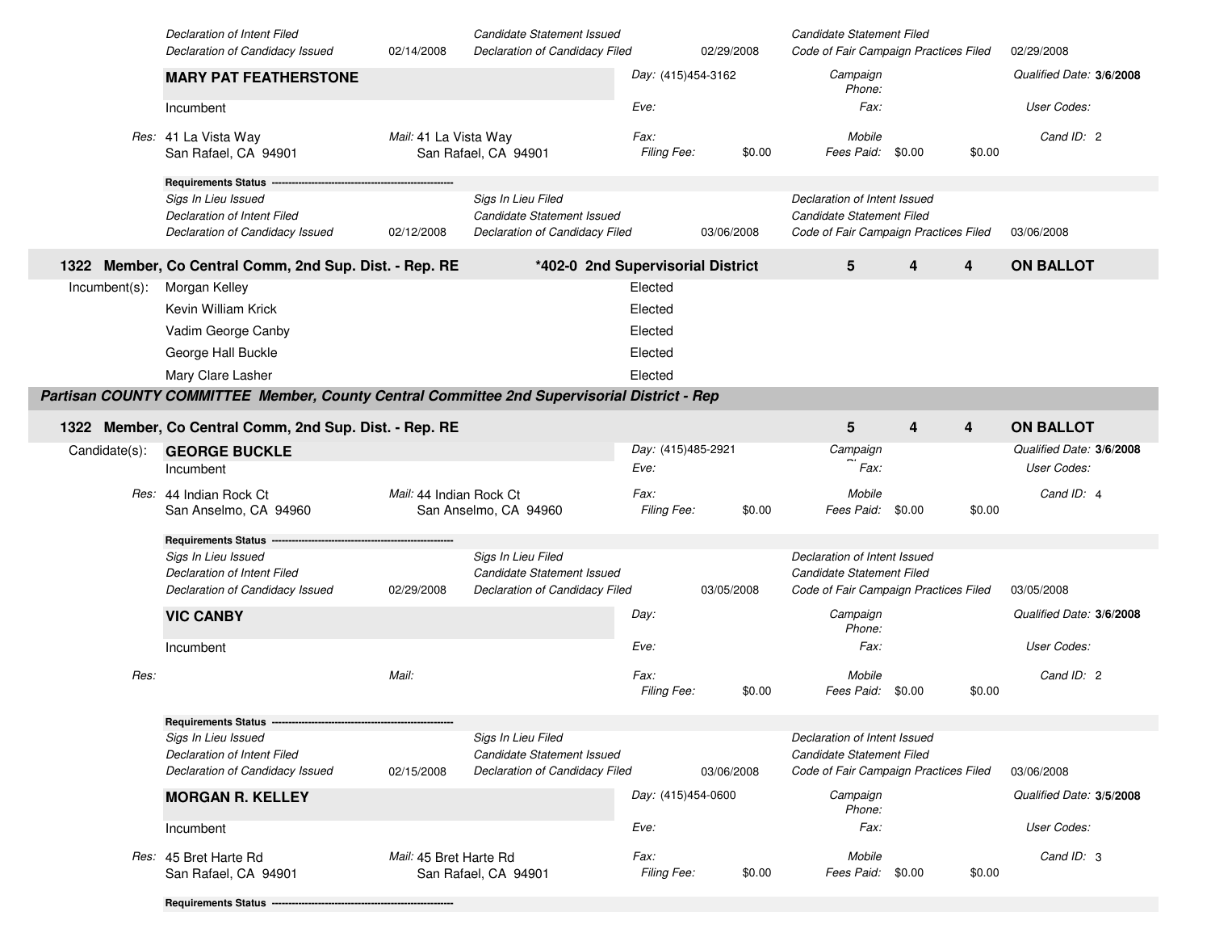| | | | | | |
|---|---|---|---|---|---|
| *Declaration of Intent Filed* | | *Candidate Statement Issued* | | *Candidate Statement Filed* | |
| *Declaration of Candidacy Issued* | 02/14/2008 | *Declaration of Candidacy Filed* | 02/29/2008 | *Code of Fair Campaign Practices Filed* | 02/29/2008 |

**MARY PAT FEATHERSTONE**
Incumbent

*Day:* (415)454-3162 | *Campaign Phone:* | *Qualified Date:* **3/6/2008**
*Eve:* | *Fax:* | *User Codes:*

*Res:* 41 La Vista Way, San Rafael, CA 94901
*Mail:* 41 La Vista Way, San Rafael, CA 94901
*Fax:* | *Mobile* | *Cand ID:* 2
*Filing Fee:* $0.00 | *Fees Paid:* $0.00 $0.00

**Requirements Status**

| | | | | | |
|---|---|---|---|---|---|
| *Sigs In Lieu Issued* | | *Sigs In Lieu Filed* | | *Declaration of Intent Issued* | |
| *Declaration of Intent Filed* | | *Candidate Statement Issued* | | *Candidate Statement Filed* | |
| *Declaration of Candidacy Issued* | 02/12/2008 | *Declaration of Candidacy Filed* | 03/06/2008 | *Code of Fair Campaign Practices Filed* | 03/06/2008 |

## 1322 Member, Co Central Comm, 2nd Sup. Dist. - Rep. RE — *402-0 2nd Supervisorial District — 5 — 4 — 4 — ON BALLOT

| Incumbent(s): | |
|---|---|
| Morgan Kelley | Elected |
| Kevin William Krick | Elected |
| Vadim George Canby | Elected |
| George Hall Buckle | Elected |
| Mary Clare Lasher | Elected |

## *Partisan COUNTY COMMITTEE Member, County Central Committee 2nd Supervisorial District - Rep*

## 1322 Member, Co Central Comm, 2nd Sup. Dist. - Rep. RE — 5 — 4 — 4 — ON BALLOT

Candidate(s):

**GEORGE BUCKLE**
Incumbent

*Day:* (415)485-2921 | *Campaign Phone:* | *Qualified Date:* **3/6/2008**
*Eve:* | *Fax:* | *User Codes:*

*Res:* 44 Indian Rock Ct, San Anselmo, CA 94960
*Mail:* 44 Indian Rock Ct, San Anselmo, CA 94960
*Fax:* | *Mobile* | *Cand ID:* 4
*Filing Fee:* $0.00 | *Fees Paid:* $0.00 $0.00

**Requirements Status**

| | | | | | |
|---|---|---|---|---|---|
| *Sigs In Lieu Issued* | | *Sigs In Lieu Filed* | | *Declaration of Intent Issued* | |
| *Declaration of Intent Filed* | | *Candidate Statement Issued* | | *Candidate Statement Filed* | |
| *Declaration of Candidacy Issued* | 02/29/2008 | *Declaration of Candidacy Filed* | 03/05/2008 | *Code of Fair Campaign Practices Filed* | 03/05/2008 |

**VIC CANBY**
Incumbent

*Day:* | *Campaign Phone:* | *Qualified Date:* **3/6/2008**
*Eve:* | *Fax:* | *User Codes:*

*Res:*
*Mail:*
*Fax:* | *Mobile* | *Cand ID:* 2
*Filing Fee:* $0.00 | *Fees Paid:* $0.00 $0.00

**Requirements Status**

| | | | | | |
|---|---|---|---|---|---|
| *Sigs In Lieu Issued* | | *Sigs In Lieu Filed* | | *Declaration of Intent Issued* | |
| *Declaration of Intent Filed* | | *Candidate Statement Issued* | | *Candidate Statement Filed* | |
| *Declaration of Candidacy Issued* | 02/15/2008 | *Declaration of Candidacy Filed* | 03/06/2008 | *Code of Fair Campaign Practices Filed* | 03/06/2008 |

**MORGAN R. KELLEY**
Incumbent

*Day:* (415)454-0600 | *Campaign Phone:* | *Qualified Date:* **3/5/2008**
*Eve:* | *Fax:* | *User Codes:*

*Res:* 45 Bret Harte Rd, San Rafael, CA 94901
*Mail:* 45 Bret Harte Rd, San Rafael, CA 94901
*Fax:* | *Mobile* | *Cand ID:* 3
*Filing Fee:* $0.00 | *Fees Paid:* $0.00 $0.00

**Requirements Status**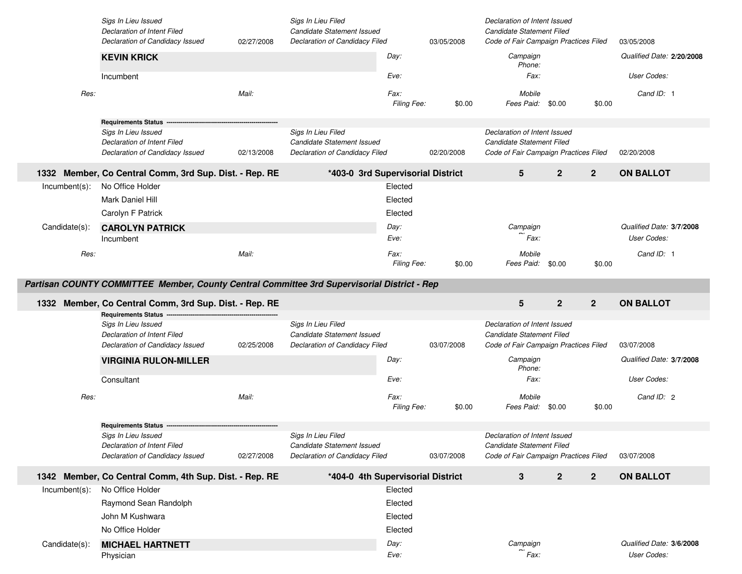*Sigs In Lieu Issued* | *Sigs In Lieu Filed* | *Declaration of Intent Issued*
*Declaration of Intent Filed* | *Candidate Statement Issued* | *Candidate Statement Filed*
*Declaration of Candidacy Issued* 02/27/2008 | *Declaration of Candidacy Filed* 03/05/2008 | *Code of Fair Campaign Practices Filed* 03/05/2008

**KEVIN KRICK**

Incumbent

*Day:* | *Eve:* | *Fax:* | *Campaign Phone:* | *Fax:* | *Mobile*

*Qualified Date:* **2/20/2008** | *User Codes:* | *Cand ID:* 1

*Res:* | *Mail:*

*Filing Fee:* $0.00 | *Fees Paid:* $0.00 $0.00

**Requirements Status** ----------------------------------------------------

*Sigs In Lieu Issued* | *Sigs In Lieu Filed* | *Declaration of Intent Issued*
*Declaration of Intent Filed* | *Candidate Statement Issued* | *Candidate Statement Filed*
*Declaration of Candidacy Issued* 02/13/2008 | *Declaration of Candidacy Filed* 02/20/2008 | *Code of Fair Campaign Practices Filed* 02/20/2008

**1332 Member, Co Central Comm, 3rd Sup. Dist. - Rep. RE** | ***403-0 3rd Supervisorial District** | **5** | **2** | **2** | **ON BALLOT**

Incumbent(s):
- No Office Holder — Elected
- Mark Daniel Hill — Elected
- Carolyn F Patrick — Elected

Candidate(s):

**CAROLYN PATRICK**

Incumbent

*Day:* | *Eve:* | *Fax:* | *Campaign Phone:* | *Fax:* | *Mobile*

*Qualified Date:* **3/7/2008** | *User Codes:* | *Cand ID:* 1

*Res:* | *Mail:*

*Filing Fee:* $0.00 | *Fees Paid:* $0.00 $0.00

## *Partisan COUNTY COMMITTEE Member, County Central Committee 3rd Supervisorial District - Rep*

**1332 Member, Co Central Comm, 3rd Sup. Dist. - Rep. RE** | **5** | **2** | **2** | **ON BALLOT**

**Requirements Status** ----------------------------------------------------

*Sigs In Lieu Issued* | *Sigs In Lieu Filed* | *Declaration of Intent Issued*
*Declaration of Intent Filed* | *Candidate Statement Issued* | *Candidate Statement Filed*
*Declaration of Candidacy Issued* 02/25/2008 | *Declaration of Candidacy Filed* 03/07/2008 | *Code of Fair Campaign Practices Filed* 03/07/2008

**VIRGINIA RULON-MILLER**

Consultant

*Day:* | *Eve:* | *Fax:* | *Campaign Phone:* | *Fax:* | *Mobile*

*Qualified Date:* **3/7/2008** | *User Codes:* | *Cand ID:* 2

*Res:* | *Mail:*

*Filing Fee:* $0.00 | *Fees Paid:* $0.00 $0.00

**Requirements Status** ----------------------------------------------------

*Sigs In Lieu Issued* | *Sigs In Lieu Filed* | *Declaration of Intent Issued*
*Declaration of Intent Filed* | *Candidate Statement Issued* | *Candidate Statement Filed*
*Declaration of Candidacy Issued* 02/27/2008 | *Declaration of Candidacy Filed* 03/07/2008 | *Code of Fair Campaign Practices Filed* 03/07/2008

**1342 Member, Co Central Comm, 4th Sup. Dist. - Rep. RE** | ***404-0 4th Supervisorial District** | **3** | **2** | **2** | **ON BALLOT**

Incumbent(s):
- No Office Holder — Elected
- Raymond Sean Randolph — Elected
- John M Kushwara — Elected
- No Office Holder — Elected

Candidate(s):

**MICHAEL HARTNETT**

Physician

*Day:* | *Eve:* | *Campaign Phone:* | *Fax:*

*Qualified Date:* **3/6/2008** | *User Codes:*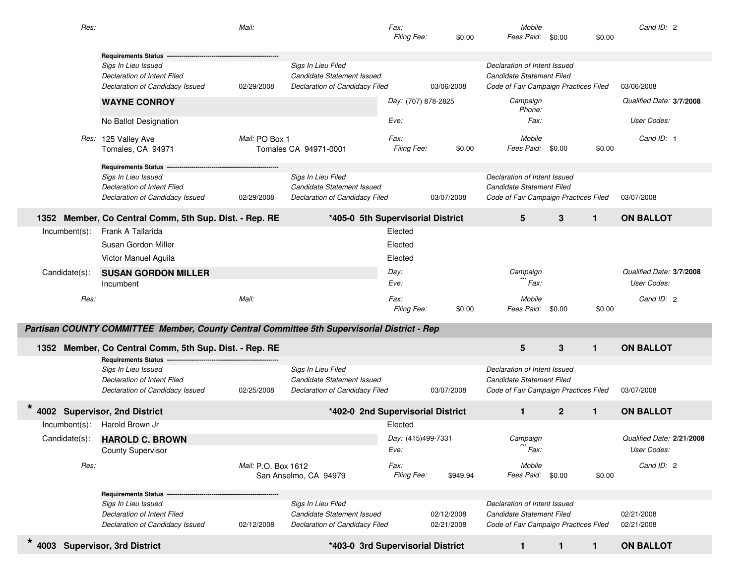Res: | Mail: | Fax: | Mobile | Cand ID: 2

Filing Fee: $0.00 | Fees Paid: $0.00 $0.00

**Requirements Status** ----------------------------------------

| | | | | | |
|---|---|---|---|---|---|
| *Sigs In Lieu Issued* | | *Sigs In Lieu Filed* | | *Declaration of Intent Issued* | |
| *Declaration of Intent Filed* | | *Candidate Statement Issued* | | *Candidate Statement Filed* | |
| *Declaration of Candidacy Issued* | 02/29/2008 | *Declaration of Candidacy Filed* | 03/06/2008 | *Code of Fair Campaign Practices Filed* | 03/06/2008 |

**WAYNE CONROY**
No Ballot Designation

Day: (707) 878-2825 | Campaign Phone: | Qualified Date: **3/7/2008**
Eve: | Fax: | User Codes:

Res: 125 Valley Ave, Tomales, CA 94971 | Mail: PO Box 1, Tomales CA 94971-0001 | Fax: | Mobile | Cand ID: 1

Filing Fee: $0.00 | Fees Paid: $0.00 $0.00

**Requirements Status** ----------------------------------------

| | | | | | |
|---|---|---|---|---|---|
| *Sigs In Lieu Issued* | | *Sigs In Lieu Filed* | | *Declaration of Intent Issued* | |
| *Declaration of Intent Filed* | | *Candidate Statement Issued* | | *Candidate Statement Filed* | |
| *Declaration of Candidacy Issued* | 02/29/2008 | *Declaration of Candidacy Filed* | 03/07/2008 | *Code of Fair Campaign Practices Filed* | 03/07/2008 |

## 1352 Member, Co Central Comm, 5th Sup. Dist. - Rep. RE | *405-0 5th Supervisorial District | 5 | 3 | 1 | ON BALLOT

Incumbent(s):
- Frank A Tallarida — Elected
- Susan Gordon Miller — Elected
- Victor Manuel Aguila — Elected

Candidate(s): **SUSAN GORDON MILLER**
Incumbent

Day: | Campaign Phone: | Qualified Date: **3/7/2008**
Eve: | Fax: | User Codes:

Res: | Mail: | Fax: | Mobile | Cand ID: 2

Filing Fee: $0.00 | Fees Paid: $0.00 $0.00

### *Partisan COUNTY COMMITTEE Member, County Central Committee 5th Supervisorial District - Rep*

## 1352 Member, Co Central Comm, 5th Sup. Dist. - Rep. RE | 5 | 3 | 1 | ON BALLOT

**Requirements Status** ----------------------------------------

| | | | | | |
|---|---|---|---|---|---|
| *Sigs In Lieu Issued* | | *Sigs In Lieu Filed* | | *Declaration of Intent Issued* | |
| *Declaration of Intent Filed* | | *Candidate Statement Issued* | | *Candidate Statement Filed* | |
| *Declaration of Candidacy Issued* | 02/25/2008 | *Declaration of Candidacy Filed* | 03/07/2008 | *Code of Fair Campaign Practices Filed* | 03/07/2008 |

## * 4002 Supervisor, 2nd District | *402-0 2nd Supervisorial District | 1 | 2 | 1 | ON BALLOT

Incumbent(s): Harold Brown Jr — Elected

Candidate(s): **HAROLD C. BROWN**
County Supervisor

Day: (415)499-7331 | Campaign Phone: | Qualified Date: **2/21/2008**
Eve: | Fax: | User Codes:

Res: | Mail: P.O. Box 1612, San Anselmo, CA 94979 | Fax: | Mobile | Cand ID: 2

Filing Fee: $949.94 | Fees Paid: $0.00 $0.00

**Requirements Status** ----------------------------------------

| | | | | | |
|---|---|---|---|---|---|
| *Sigs In Lieu Issued* | | *Sigs In Lieu Filed* | | *Declaration of Intent Issued* | |
| *Declaration of Intent Filed* | | *Candidate Statement Issued* | 02/12/2008 | *Candidate Statement Filed* | 02/21/2008 |
| *Declaration of Candidacy Issued* | 02/12/2008 | *Declaration of Candidacy Filed* | 02/21/2008 | *Code of Fair Campaign Practices Filed* | 02/21/2008 |

## * 4003 Supervisor, 3rd District | *403-0 3rd Supervisorial District | 1 | 1 | 1 | ON BALLOT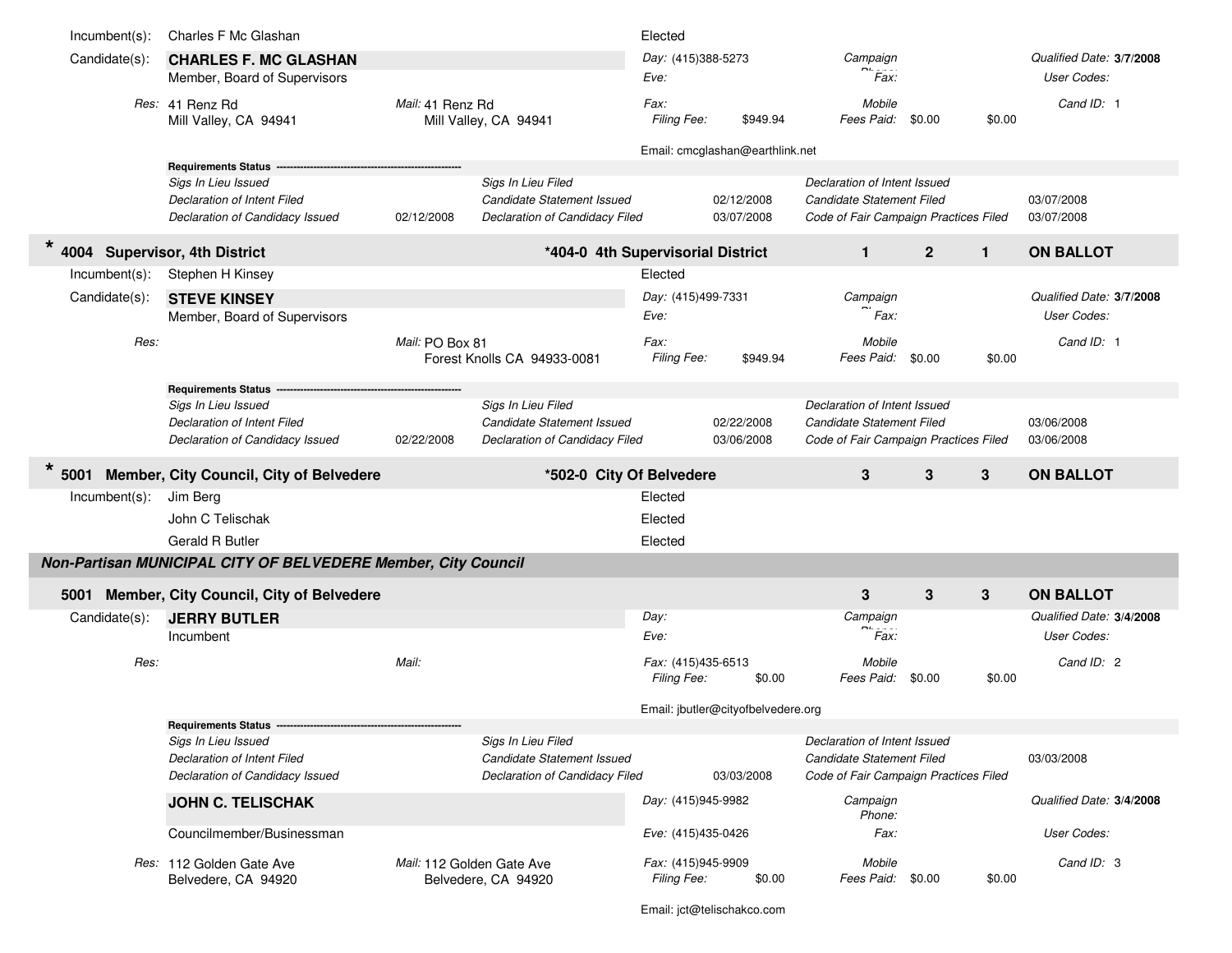Incumbent(s): Charles F Mc Glashan — Elected

Candidate(s): **CHARLES F. MC GLASHAN**
Member, Board of Supervisors

*Day:* (415)388-5273
*Eve:*
*Campaign Phone:*
*Fax:*
*Qualified Date:* **3/7/2008**
*User Codes:*

*Res:* 41 Renz Rd, Mill Valley, CA 94941
*Mail:* 41 Renz Rd, Mill Valley, CA 94941
*Fax:*
*Filing Fee:* $949.94
*Mobile*
*Fees Paid:* $0.00 $0.00
*Cand ID:* 1

Email: cmcglashan@earthlink.net

**Requirements Status**

| | | | | | |
|---|---|---|---|---|---|
| *Sigs In Lieu Issued* | | *Sigs In Lieu Filed* | | *Declaration of Intent Issued* | |
| *Declaration of Intent Filed* | | *Candidate Statement Issued* | 02/12/2008 | *Candidate Statement Filed* | 03/07/2008 |
| *Declaration of Candidacy Issued* | 02/12/2008 | *Declaration of Candidacy Filed* | 03/07/2008 | *Code of Fair Campaign Practices Filed* | 03/07/2008 |

## * 4004 Supervisor, 4th District — *404-0 4th Supervisorial District — 1 — 2 — 1 — ON BALLOT

Incumbent(s): Stephen H Kinsey — Elected

Candidate(s): **STEVE KINSEY**
Member, Board of Supervisors

*Day:* (415)499-7331
*Eve:*
*Campaign Phone:*
*Fax:*
*Qualified Date:* **3/7/2008**
*User Codes:*

*Res:*
*Mail:* PO Box 81, Forest Knolls CA 94933-0081
*Fax:*
*Filing Fee:* $949.94
*Mobile*
*Fees Paid:* $0.00 $0.00
*Cand ID:* 1

**Requirements Status**

| | | | | | |
|---|---|---|---|---|---|
| *Sigs In Lieu Issued* | | *Sigs In Lieu Filed* | | *Declaration of Intent Issued* | |
| *Declaration of Intent Filed* | | *Candidate Statement Issued* | 02/22/2008 | *Candidate Statement Filed* | 03/06/2008 |
| *Declaration of Candidacy Issued* | 02/22/2008 | *Declaration of Candidacy Filed* | 03/06/2008 | *Code of Fair Campaign Practices Filed* | 03/06/2008 |

## * 5001 Member, City Council, City of Belvedere — *502-0 City Of Belvedere — 3 — 3 — 3 — ON BALLOT

Incumbent(s):
- Jim Berg — Elected
- John C Telischak — Elected
- Gerald R Butler — Elected

### *Non-Partisan MUNICIPAL CITY OF BELVEDERE Member, City Council*

## 5001 Member, City Council, City of Belvedere — 3 — 3 — 3 — ON BALLOT

Candidate(s): **JERRY BUTLER**
Incumbent

*Day:*
*Eve:*
*Campaign Phone:*
*Fax:*
*Qualified Date:* **3/4/2008**
*User Codes:*

*Res:*
*Mail:*
*Fax:* (415)435-6513
*Filing Fee:* $0.00
*Mobile*
*Fees Paid:* $0.00 $0.00
*Cand ID:* 2

Email: jbutler@cityofbelvedere.org

**Requirements Status**

| | | | | | |
|---|---|---|---|---|---|
| *Sigs In Lieu Issued* | | *Sigs In Lieu Filed* | | *Declaration of Intent Issued* | |
| *Declaration of Intent Filed* | | *Candidate Statement Issued* | | *Candidate Statement Filed* | 03/03/2008 |
| *Declaration of Candidacy Issued* | | *Declaration of Candidacy Filed* | 03/03/2008 | *Code of Fair Campaign Practices Filed* | |

**JOHN C. TELISCHAK**
Councilmember/Businessman

*Day:* (415)945-9982
*Eve:* (415)435-0426
*Campaign Phone:*
*Fax:*
*Qualified Date:* **3/4/2008**
*User Codes:*

*Res:* 112 Golden Gate Ave, Belvedere, CA 94920
*Mail:* 112 Golden Gate Ave, Belvedere, CA 94920
*Fax:* (415)945-9909
*Filing Fee:* $0.00
*Mobile*
*Fees Paid:* $0.00 $0.00
*Cand ID:* 3

Email: jct@telischakco.com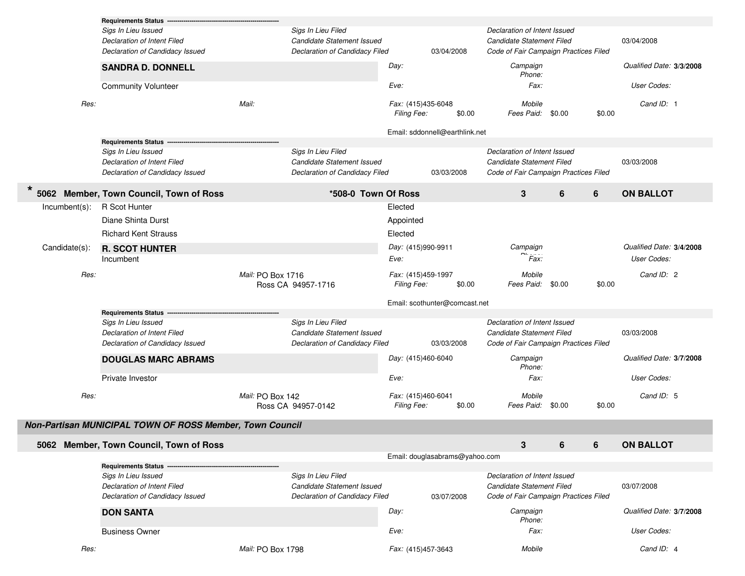**Requirements Status** ------------------------------------------------

| | | | | |
|---|---|---|---|---|
| *Sigs In Lieu Issued* | *Sigs In Lieu Filed* | | *Declaration of Intent Issued* | |
| *Declaration of Intent Filed* | *Candidate Statement Issued* | | *Candidate Statement Filed* | 03/04/2008 |
| *Declaration of Candidacy Issued* | *Declaration of Candidacy Filed* | 03/04/2008 | *Code of Fair Campaign Practices Filed* | |

**SANDRA D. DONNELL**

Community Volunteer

*Day:* | *Campaign Phone:* | *Qualified Date:* **3/3/2008**

*Eve:* | *Fax:* | *User Codes:*

*Res:* | *Mail:* | *Fax:* (415)435-6048 | *Mobile* | *Cand ID:* 1

*Filing Fee:* $0.00 | *Fees Paid:* $0.00 | $0.00

Email: sddonnell@earthlink.net

**Requirements Status** ------------------------------------------------

| | | | | |
|---|---|---|---|---|
| *Sigs In Lieu Issued* | *Sigs In Lieu Filed* | | *Declaration of Intent Issued* | |
| *Declaration of Intent Filed* | *Candidate Statement Issued* | | *Candidate Statement Filed* | 03/03/2008 |
| *Declaration of Candidacy Issued* | *Declaration of Candidacy Filed* | 03/03/2008 | *Code of Fair Campaign Practices Filed* | |

## * 5062 Member, Town Council, Town of Ross — *508-0 Town Of Ross — 3 — 6 — 6 — ON BALLOT

Incumbent(s):

| | |
|---|---|
| R Scot Hunter | Elected |
| Diane Shinta Durst | Appointed |
| Richard Kent Strauss | Elected |

Candidate(s):

**R. SCOT HUNTER**

Incumbent

*Day:* (415)990-9911 | *Campaign Phone:* | *Qualified Date:* **3/4/2008**

*Eve:* | *Fax:* | *User Codes:*

*Res:* | *Mail:* PO Box 1716, Ross CA 94957-1716 | *Fax:* (415)459-1997 | *Mobile* | *Cand ID:* 2

*Filing Fee:* $0.00 | *Fees Paid:* $0.00 | $0.00

Email: scothunter@comcast.net

**Requirements Status** ------------------------------------------------

| | | | | |
|---|---|---|---|---|
| *Sigs In Lieu Issued* | *Sigs In Lieu Filed* | | *Declaration of Intent Issued* | |
| *Declaration of Intent Filed* | *Candidate Statement Issued* | | *Candidate Statement Filed* | 03/03/2008 |
| *Declaration of Candidacy Issued* | *Declaration of Candidacy Filed* | 03/03/2008 | *Code of Fair Campaign Practices Filed* | |

**DOUGLAS MARC ABRAMS**

Private Investor

*Day:* (415)460-6040 | *Campaign Phone:* | *Qualified Date:* **3/7/2008**

*Eve:* | *Fax:* | *User Codes:*

*Res:* | *Mail:* PO Box 142, Ross CA 94957-0142 | *Fax:* (415)460-6041 | *Mobile* | *Cand ID:* 5

*Filing Fee:* $0.00 | *Fees Paid:* $0.00 | $0.00

### *Non-Partisan MUNICIPAL TOWN OF ROSS Member, Town Council*

## 5062 Member, Town Council, Town of Ross — 3 — 6 — 6 — ON BALLOT

Email: douglasabrams@yahoo.com

**Requirements Status** ------------------------------------------------

| | | | | |
|---|---|---|---|---|
| *Sigs In Lieu Issued* | *Sigs In Lieu Filed* | | *Declaration of Intent Issued* | |
| *Declaration of Intent Filed* | *Candidate Statement Issued* | | *Candidate Statement Filed* | 03/07/2008 |
| *Declaration of Candidacy Issued* | *Declaration of Candidacy Filed* | 03/07/2008 | *Code of Fair Campaign Practices Filed* | |

**DON SANTA**

Business Owner

*Day:* | *Campaign Phone:* | *Qualified Date:* **3/7/2008**

*Eve:* | *Fax:* | *User Codes:*

*Res:* | *Mail:* PO Box 1798 | *Fax:* (415)457-3643 | *Mobile* | *Cand ID:* 4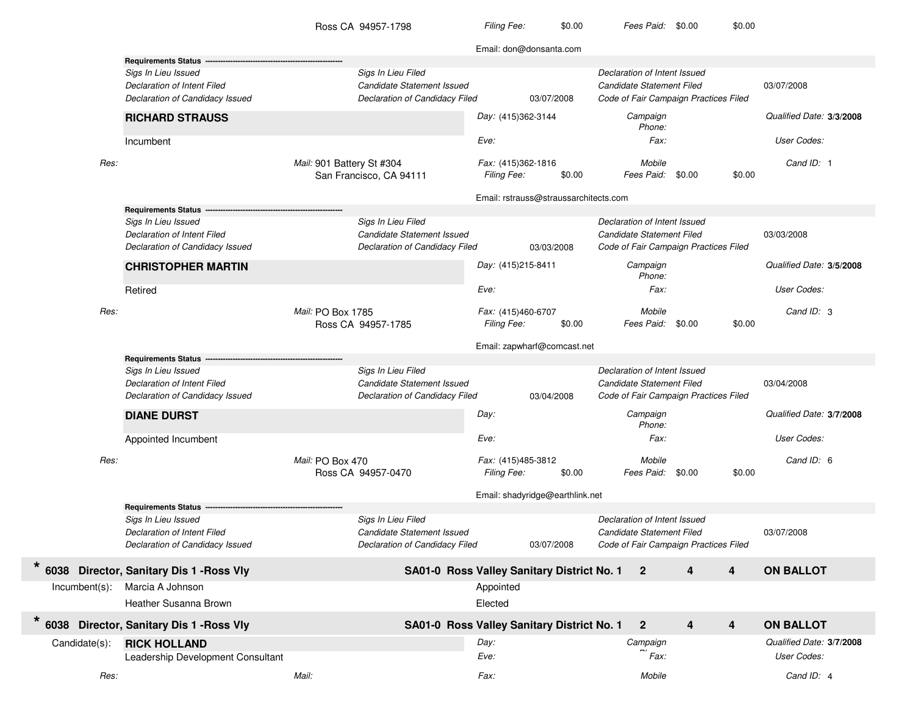Ross CA 94957-1798 | *Filing Fee:* $0.00 | *Fees Paid:* $0.00 $0.00

Email: don@donsanta.com

**Requirements Status** ---------------------------------------------------

| | | | | | |
|---|---|---|---|---|---|
| *Sigs In Lieu Issued* | *Sigs In Lieu Filed* | | *Declaration of Intent Issued* | |
| *Declaration of Intent Filed* | *Candidate Statement Issued* | | *Candidate Statement Filed* | 03/07/2008 |
| *Declaration of Candidacy Issued* | *Declaration of Candidacy Filed* | 03/07/2008 | *Code of Fair Campaign Practices Filed* | |

**RICHARD STRAUSS**

Incumbent

*Day:* (415)362-3144 | *Campaign Phone:* | *Qualified Date:* **3/3/2008**

*Eve:* | *Fax:* | *User Codes:*

*Res:* | *Mail:* 901 Battery St #304, San Francisco, CA 94111 | *Fax:* (415)362-1816 | *Mobile* | *Cand ID:* 1

*Filing Fee:* $0.00 | *Fees Paid:* $0.00 $0.00

Email: rstrauss@straussarchitects.com

**Requirements Status** ---------------------------------------------------

| | | | | | |
|---|---|---|---|---|---|
| *Sigs In Lieu Issued* | *Sigs In Lieu Filed* | | *Declaration of Intent Issued* | |
| *Declaration of Intent Filed* | *Candidate Statement Issued* | | *Candidate Statement Filed* | 03/03/2008 |
| *Declaration of Candidacy Issued* | *Declaration of Candidacy Filed* | 03/03/2008 | *Code of Fair Campaign Practices Filed* | |

**CHRISTOPHER MARTIN**

Retired

*Day:* (415)215-8411 | *Campaign Phone:* | *Qualified Date:* **3/5/2008**

*Eve:* | *Fax:* | *User Codes:*

*Res:* | *Mail:* PO Box 1785, Ross CA 94957-1785 | *Fax:* (415)460-6707 | *Mobile* | *Cand ID:* 3

*Filing Fee:* $0.00 | *Fees Paid:* $0.00 $0.00

Email: zapwharf@comcast.net

**Requirements Status** ---------------------------------------------------

| | | | | | |
|---|---|---|---|---|---|
| *Sigs In Lieu Issued* | *Sigs In Lieu Filed* | | *Declaration of Intent Issued* | |
| *Declaration of Intent Filed* | *Candidate Statement Issued* | | *Candidate Statement Filed* | 03/04/2008 |
| *Declaration of Candidacy Issued* | *Declaration of Candidacy Filed* | 03/04/2008 | *Code of Fair Campaign Practices Filed* | |

**DIANE DURST**

Appointed Incumbent

*Day:* | *Campaign Phone:* | *Qualified Date:* **3/7/2008**

*Eve:* | *Fax:* | *User Codes:*

*Res:* | *Mail:* PO Box 470, Ross CA 94957-0470 | *Fax:* (415)485-3812 | *Mobile* | *Cand ID:* 6

*Filing Fee:* $0.00 | *Fees Paid:* $0.00 $0.00

Email: shadyridge@earthlink.net

**Requirements Status** ---------------------------------------------------

| | | | | | |
|---|---|---|---|---|---|
| *Sigs In Lieu Issued* | *Sigs In Lieu Filed* | | *Declaration of Intent Issued* | |
| *Declaration of Intent Filed* | *Candidate Statement Issued* | | *Candidate Statement Filed* | 03/07/2008 |
| *Declaration of Candidacy Issued* | *Declaration of Candidacy Filed* | 03/07/2008 | *Code of Fair Campaign Practices Filed* | |

**\* 6038 Director, Sanitary Dis 1 -Ross Vly** | **SA01-0 Ross Valley Sanitary District No. 1** | **2** | **4** | **4** | **ON BALLOT**

Incumbent(s): Marcia A Johnson — Appointed

Heather Susanna Brown — Elected

**\* 6038 Director, Sanitary Dis 1 -Ross Vly** | **SA01-0 Ross Valley Sanitary District No. 1** | **2** | **4** | **4** | **ON BALLOT**

Candidate(s): **RICK HOLLAND**

Leadership Development Consultant

*Day:* | *Campaign Phone:* | *Qualified Date:* **3/7/2008**

*Eve:* | *Fax:* | *User Codes:*

*Res:* | *Mail:* | *Fax:* | *Mobile* | *Cand ID:* 4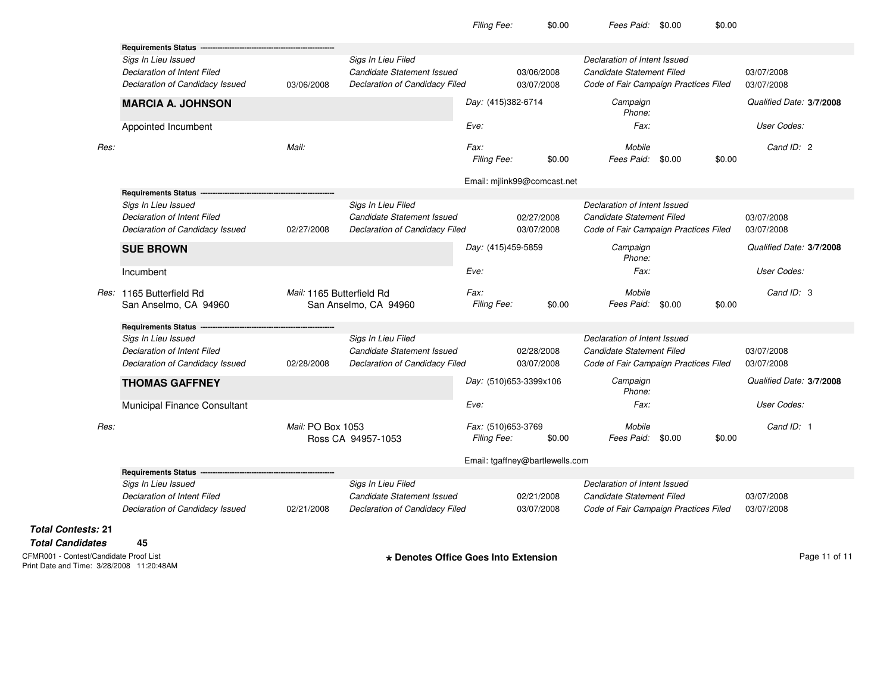| | | | | | | | |
|---|---|---|---|---|---|---|---|
| | | | *Filing Fee:* | $0.00 | *Fees Paid:* | $0.00 | $0.00 |

**Requirements Status**

| | | | | | |
|---|---|---|---|---|---|
| *Sigs In Lieu Issued* | | *Sigs In Lieu Filed* | | *Declaration of Intent Issued* | |
| *Declaration of Intent Filed* | | *Candidate Statement Issued* | 03/06/2008 | *Candidate Statement Filed* | 03/07/2008 |
| *Declaration of Candidacy Issued* | 03/06/2008 | *Declaration of Candidacy Filed* | 03/07/2008 | *Code of Fair Campaign Practices Filed* | 03/07/2008 |

## MARCIA A. JOHNSON

Appointed Incumbent

| | | | | |
|---|---|---|---|---|
| *Day:* (415)382-6714 | *Campaign Phone:* | | | *Qualified Date:* **3/7/2008** |
| *Eve:* | *Fax:* | | | *User Codes:* |
| *Fax:* | *Mobile* | | | *Cand ID:* 2 |
| *Filing Fee:* $0.00 | *Fees Paid:* | $0.00 | $0.00 | |

*Res:*  
*Mail:*

Email: mjlink99@comcast.net

**Requirements Status**

| | | | | | |
|---|---|---|---|---|---|
| *Sigs In Lieu Issued* | | *Sigs In Lieu Filed* | | *Declaration of Intent Issued* | |
| *Declaration of Intent Filed* | | *Candidate Statement Issued* | 02/27/2008 | *Candidate Statement Filed* | 03/07/2008 |
| *Declaration of Candidacy Issued* | 02/27/2008 | *Declaration of Candidacy Filed* | 03/07/2008 | *Code of Fair Campaign Practices Filed* | 03/07/2008 |

## SUE BROWN

Incumbent

| | | | | |
|---|---|---|---|---|
| *Day:* (415)459-5859 | *Campaign Phone:* | | | *Qualified Date:* **3/7/2008** |
| *Eve:* | *Fax:* | | | *User Codes:* |
| *Fax:* | *Mobile* | | | *Cand ID:* 3 |
| *Filing Fee:* $0.00 | *Fees Paid:* | $0.00 | $0.00 | |

*Res:* 1165 Butterfield Rd  
San Anselmo, CA 94960

*Mail:* 1165 Butterfield Rd  
San Anselmo, CA 94960

**Requirements Status**

| | | | | | |
|---|---|---|---|---|---|
| *Sigs In Lieu Issued* | | *Sigs In Lieu Filed* | | *Declaration of Intent Issued* | |
| *Declaration of Intent Filed* | | *Candidate Statement Issued* | 02/28/2008 | *Candidate Statement Filed* | 03/07/2008 |
| *Declaration of Candidacy Issued* | 02/28/2008 | *Declaration of Candidacy Filed* | 03/07/2008 | *Code of Fair Campaign Practices Filed* | 03/07/2008 |

## THOMAS GAFFNEY

Municipal Finance Consultant

| | | | | |
|---|---|---|---|---|
| *Day:* (510)653-3399x106 | *Campaign Phone:* | | | *Qualified Date:* **3/7/2008** |
| *Eve:* | *Fax:* | | | *User Codes:* |
| *Fax:* (510)653-3769 | *Mobile* | | | *Cand ID:* 1 |
| *Filing Fee:* $0.00 | *Fees Paid:* | $0.00 | $0.00 | |

*Res:*  
*Mail:* PO Box 1053  
Ross CA 94957-1053

Email: tgaffney@bartlewells.com

**Requirements Status**

| | | | | | |
|---|---|---|---|---|---|
| *Sigs In Lieu Issued* | | *Sigs In Lieu Filed* | | *Declaration of Intent Issued* | |
| *Declaration of Intent Filed* | | *Candidate Statement Issued* | 02/21/2008 | *Candidate Statement Filed* | 03/07/2008 |
| *Declaration of Candidacy Issued* | 02/21/2008 | *Declaration of Candidacy Filed* | 03/07/2008 | *Code of Fair Campaign Practices Filed* | 03/07/2008 |

***Total Contests:* 21**

***Total Candidates*** **45**

CFMR001 - Contest/Candidate Proof List  
Print Date and Time: 3/28/2008 11:20:48AM

**★ Denotes Office Goes Into Extension**